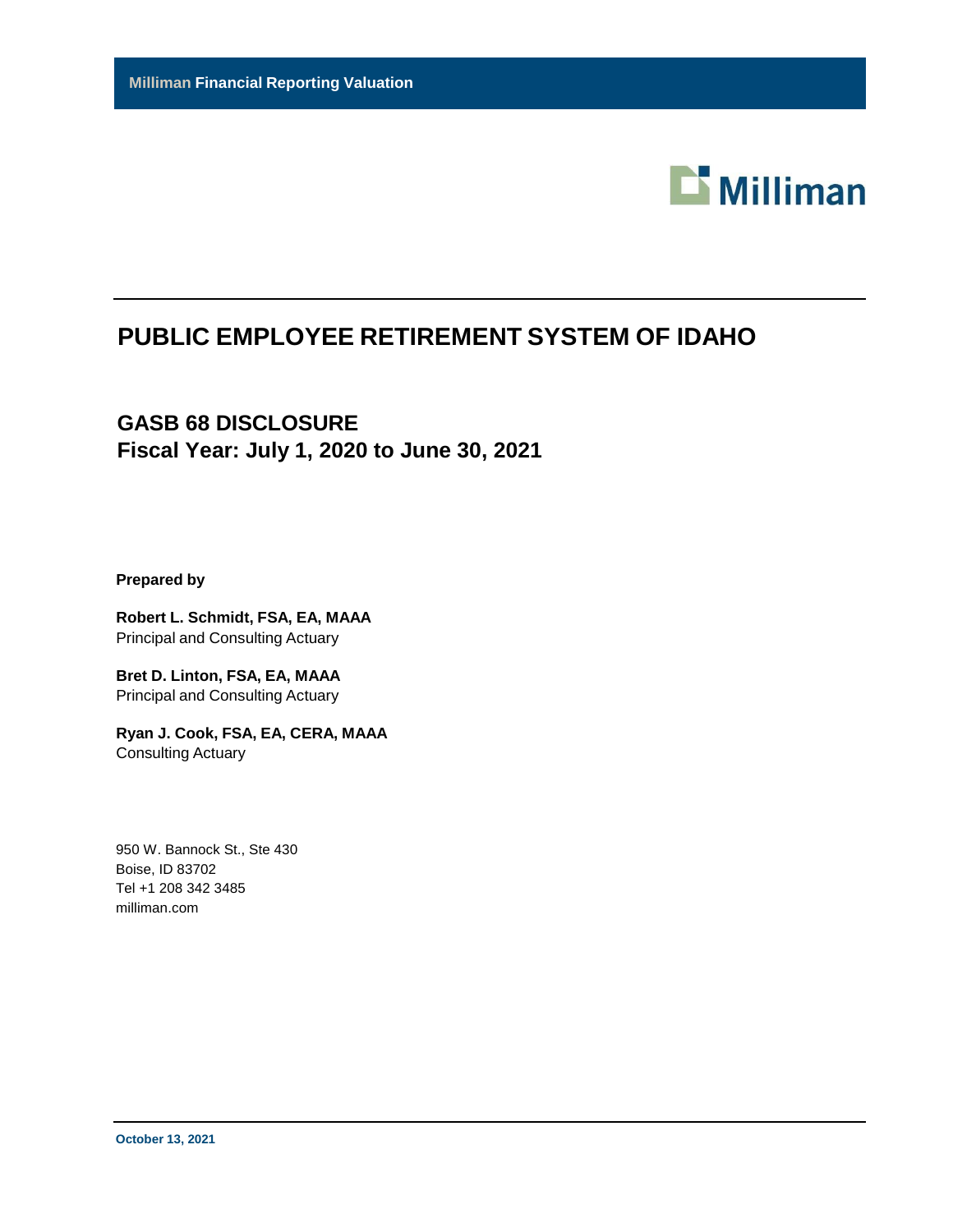**Milliman Financial Reporting Valuation**

Milliman

# PUBLIC EMPLOYEE RETIREMENT SYSTEM OF IDAHO

## GASB 68 DISCLOSURE
## Fiscal Year: July 1, 2020 to June 30, 2021

**Prepared by**

**Robert L. Schmidt, FSA, EA, MAAA**
Principal and Consulting Actuary

**Bret D. Linton, FSA, EA, MAAA**
Principal and Consulting Actuary

**Ryan J. Cook, FSA, EA, CERA, MAAA**
Consulting Actuary

950 W. Bannock St., Ste 430
Boise, ID 83702
Tel +1 208 342 3485
milliman.com

**October 13, 2021**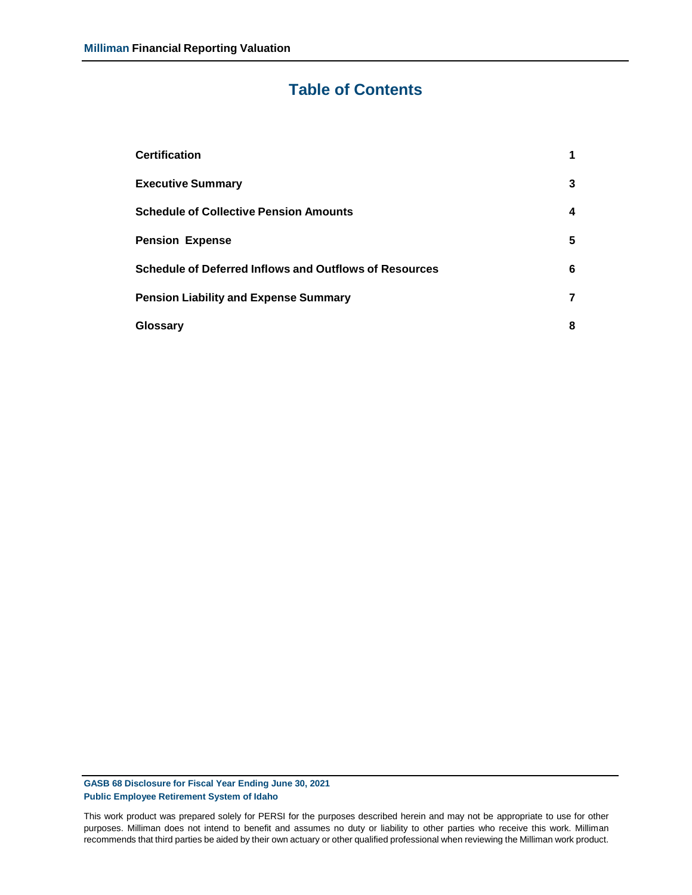# Table of Contents

| | |
|---|---|
| **Certification** | **1** |
| **Executive Summary** | **3** |
| **Schedule of Collective Pension Amounts** | **4** |
| **Pension Expense** | **5** |
| **Schedule of Deferred Inflows and Outflows of Resources** | **6** |
| **Pension Liability and Expense Summary** | **7** |
| **Glossary** | **8** |

This work product was prepared solely for PERSI for the purposes described herein and may not be appropriate to use for other purposes. Milliman does not intend to benefit and assumes no duty or liability to other parties who receive this work. Milliman recommends that third parties be aided by their own actuary or other qualified professional when reviewing the Milliman work product.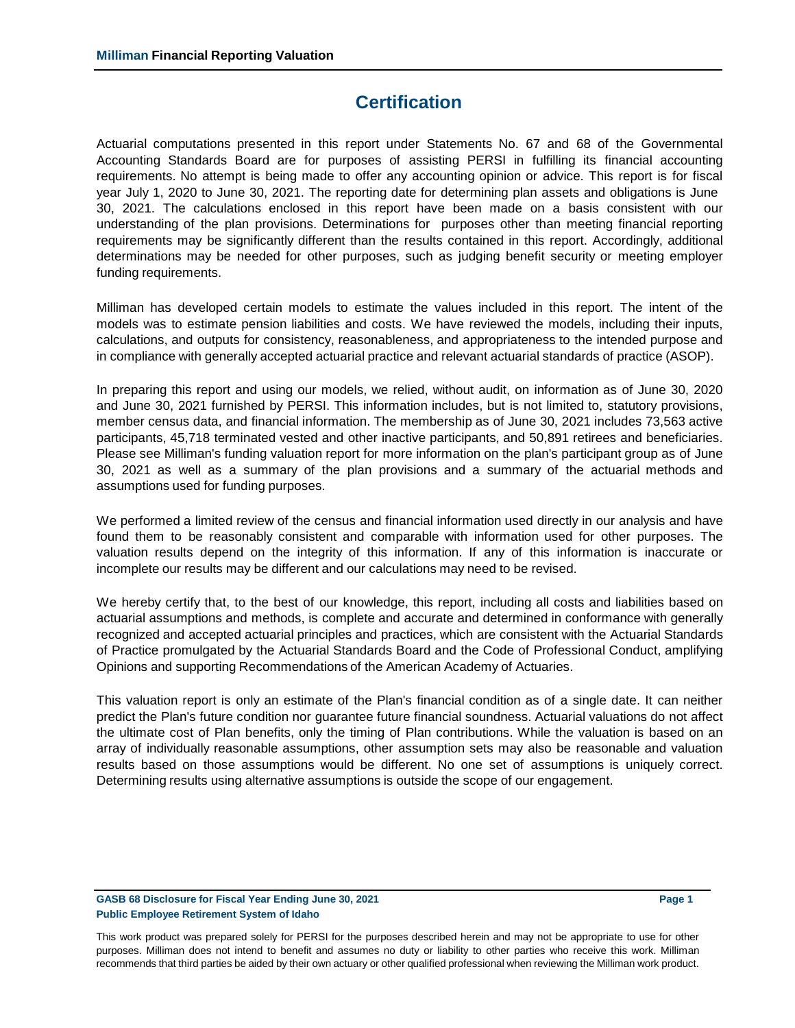# Certification

Actuarial computations presented in this report under Statements No. 67 and 68 of the Governmental Accounting Standards Board are for purposes of assisting PERSI in fulfilling its financial accounting requirements. No attempt is being made to offer any accounting opinion or advice. This report is for fiscal year July 1, 2020 to June 30, 2021. The reporting date for determining plan assets and obligations is June 30, 2021. The calculations enclosed in this report have been made on a basis consistent with our understanding of the plan provisions. Determinations for purposes other than meeting financial reporting requirements may be significantly different than the results contained in this report. Accordingly, additional determinations may be needed for other purposes, such as judging benefit security or meeting employer funding requirements.

Milliman has developed certain models to estimate the values included in this report. The intent of the models was to estimate pension liabilities and costs. We have reviewed the models, including their inputs, calculations, and outputs for consistency, reasonableness, and appropriateness to the intended purpose and in compliance with generally accepted actuarial practice and relevant actuarial standards of practice (ASOP).

In preparing this report and using our models, we relied, without audit, on information as of June 30, 2020 and June 30, 2021 furnished by PERSI. This information includes, but is not limited to, statutory provisions, member census data, and financial information. The membership as of June 30, 2021 includes 73,563 active participants, 45,718 terminated vested and other inactive participants, and 50,891 retirees and beneficiaries. Please see Milliman's funding valuation report for more information on the plan's participant group as of June 30, 2021 as well as a summary of the plan provisions and a summary of the actuarial methods and assumptions used for funding purposes.

We performed a limited review of the census and financial information used directly in our analysis and have found them to be reasonably consistent and comparable with information used for other purposes. The valuation results depend on the integrity of this information. If any of this information is inaccurate or incomplete our results may be different and our calculations may need to be revised.

We hereby certify that, to the best of our knowledge, this report, including all costs and liabilities based on actuarial assumptions and methods, is complete and accurate and determined in conformance with generally recognized and accepted actuarial principles and practices, which are consistent with the Actuarial Standards of Practice promulgated by the Actuarial Standards Board and the Code of Professional Conduct, amplifying Opinions and supporting Recommendations of the American Academy of Actuaries.

This valuation report is only an estimate of the Plan's financial condition as of a single date. It can neither predict the Plan's future condition nor guarantee future financial soundness. Actuarial valuations do not affect the ultimate cost of Plan benefits, only the timing of Plan contributions. While the valuation is based on an array of individually reasonable assumptions, other assumption sets may also be reasonable and valuation results based on those assumptions would be different. No one set of assumptions is uniquely correct. Determining results using alternative assumptions is outside the scope of our engagement.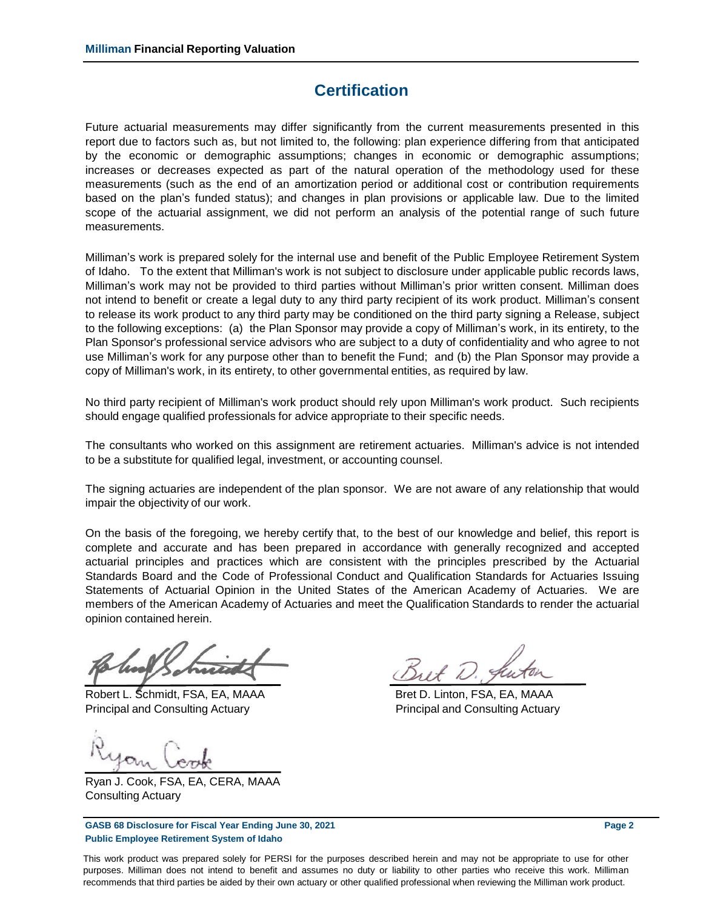# Certification

Future actuarial measurements may differ significantly from the current measurements presented in this report due to factors such as, but not limited to, the following: plan experience differing from that anticipated by the economic or demographic assumptions; changes in economic or demographic assumptions; increases or decreases expected as part of the natural operation of the methodology used for these measurements (such as the end of an amortization period or additional cost or contribution requirements based on the plan's funded status); and changes in plan provisions or applicable law. Due to the limited scope of the actuarial assignment, we did not perform an analysis of the potential range of such future measurements.

Milliman's work is prepared solely for the internal use and benefit of the Public Employee Retirement System of Idaho. To the extent that Milliman's work is not subject to disclosure under applicable public records laws, Milliman's work may not be provided to third parties without Milliman's prior written consent. Milliman does not intend to benefit or create a legal duty to any third party recipient of its work product. Milliman's consent to release its work product to any third party may be conditioned on the third party signing a Release, subject to the following exceptions: (a) the Plan Sponsor may provide a copy of Milliman's work, in its entirety, to the Plan Sponsor's professional service advisors who are subject to a duty of confidentiality and who agree to not use Milliman's work for any purpose other than to benefit the Fund; and (b) the Plan Sponsor may provide a copy of Milliman's work, in its entirety, to other governmental entities, as required by law.

No third party recipient of Milliman's work product should rely upon Milliman's work product. Such recipients should engage qualified professionals for advice appropriate to their specific needs.

The consultants who worked on this assignment are retirement actuaries. Milliman's advice is not intended to be a substitute for qualified legal, investment, or accounting counsel.

The signing actuaries are independent of the plan sponsor. We are not aware of any relationship that would impair the objectivity of our work.

On the basis of the foregoing, we hereby certify that, to the best of our knowledge and belief, this report is complete and accurate and has been prepared in accordance with generally recognized and accepted actuarial principles and practices which are consistent with the principles prescribed by the Actuarial Standards Board and the Code of Professional Conduct and Qualification Standards for Actuaries Issuing Statements of Actuarial Opinion in the United States of the American Academy of Actuaries. We are members of the American Academy of Actuaries and meet the Qualification Standards to render the actuarial opinion contained herein.

Robert L. Schmidt, FSA, EA, MAAA
Principal and Consulting Actuary

Bret D. Linton, FSA, EA, MAAA
Principal and Consulting Actuary

Ryan J. Cook, FSA, EA, CERA, MAAA
Consulting Actuary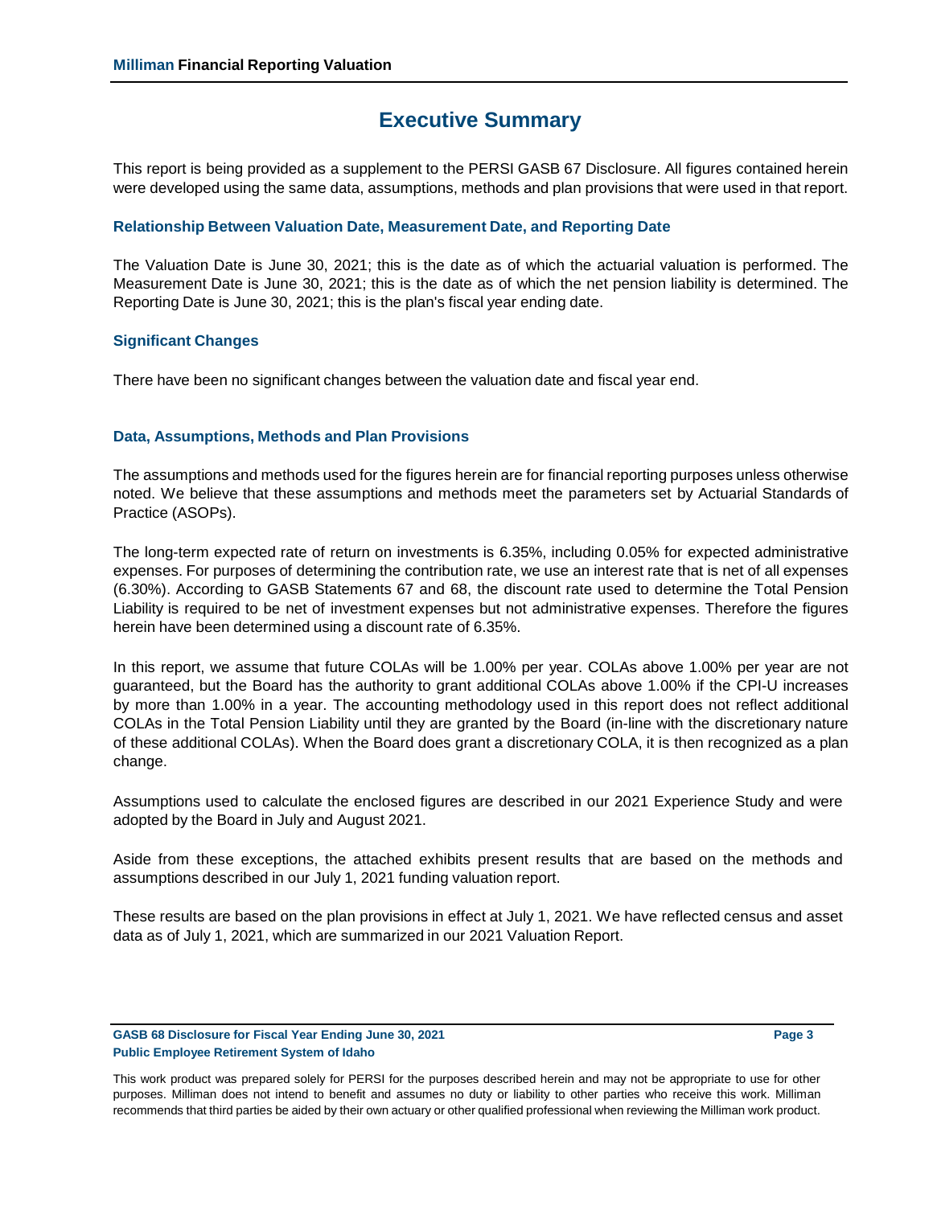# Executive Summary

This report is being provided as a supplement to the PERSI GASB 67 Disclosure. All figures contained herein were developed using the same data, assumptions, methods and plan provisions that were used in that report.

### Relationship Between Valuation Date, Measurement Date, and Reporting Date

The Valuation Date is June 30, 2021; this is the date as of which the actuarial valuation is performed. The Measurement Date is June 30, 2021; this is the date as of which the net pension liability is determined. The Reporting Date is June 30, 2021; this is the plan's fiscal year ending date.

### Significant Changes

There have been no significant changes between the valuation date and fiscal year end.

### Data, Assumptions, Methods and Plan Provisions

The assumptions and methods used for the figures herein are for financial reporting purposes unless otherwise noted. We believe that these assumptions and methods meet the parameters set by Actuarial Standards of Practice (ASOPs).

The long-term expected rate of return on investments is 6.35%, including 0.05% for expected administrative expenses. For purposes of determining the contribution rate, we use an interest rate that is net of all expenses (6.30%). According to GASB Statements 67 and 68, the discount rate used to determine the Total Pension Liability is required to be net of investment expenses but not administrative expenses. Therefore the figures herein have been determined using a discount rate of 6.35%.

In this report, we assume that future COLAs will be 1.00% per year. COLAs above 1.00% per year are not guaranteed, but the Board has the authority to grant additional COLAs above 1.00% if the CPI-U increases by more than 1.00% in a year. The accounting methodology used in this report does not reflect additional COLAs in the Total Pension Liability until they are granted by the Board (in-line with the discretionary nature of these additional COLAs). When the Board does grant a discretionary COLA, it is then recognized as a plan change.

Assumptions used to calculate the enclosed figures are described in our 2021 Experience Study and were adopted by the Board in July and August 2021.

Aside from these exceptions, the attached exhibits present results that are based on the methods and assumptions described in our July 1, 2021 funding valuation report.

These results are based on the plan provisions in effect at July 1, 2021. We have reflected census and asset data as of July 1, 2021, which are summarized in our 2021 Valuation Report.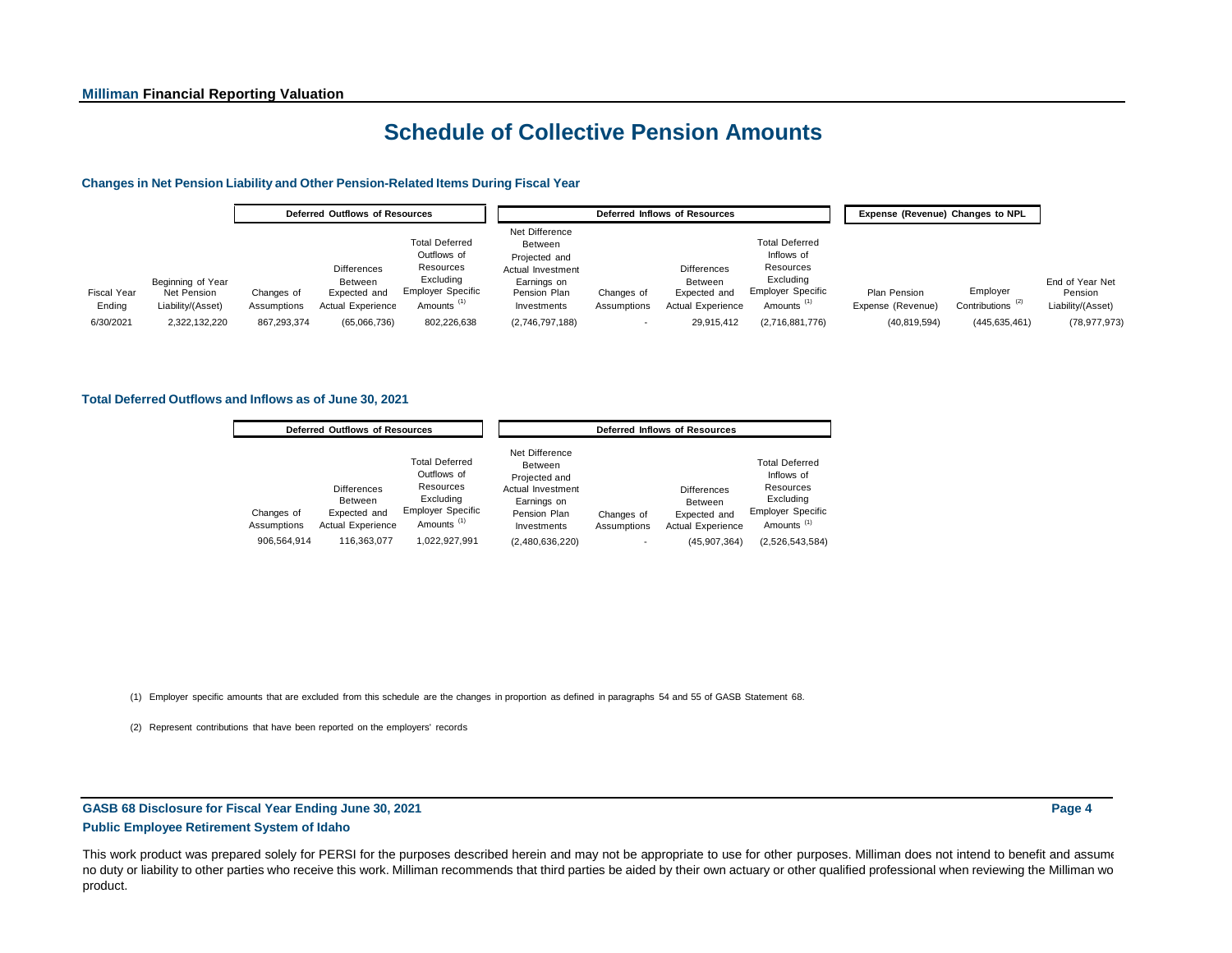# Schedule of Collective Pension Amounts

### Changes in Net Pension Liability and Other Pension-Related Items During Fiscal Year

| | | Deferred Outflows of Resources | | | Deferred Inflows of Resources | | | | Expense (Revenue) Changes to NPL | | |
|---|---|---|---|---|---|---|---|---|---|---|---|
| Fiscal Year Ending | Beginning of Year Net Pension Liability/(Asset) | Changes of Assumptions | Differences Between Expected and Actual Experience | Total Deferred Outflows of Resources Excluding Employer Specific Amounts [1] | Net Difference Between Projected and Actual Investment Earnings on Pension Plan Investments | Changes of Assumptions | Differences Between Expected and Actual Experience | Total Deferred Inflows of Resources Excluding Employer Specific Amounts [1] | Plan Pension Expense (Revenue) | Employer Contributions [2] | End of Year Net Pension Liability/(Asset) |
| 6/30/2021 | 2,322,132,220 | 867,293,374 | (65,066,736) | 802,226,638 | (2,746,797,188) | - | 29,915,412 | (2,716,881,776) | (40,819,594) | (445,635,461) | (78,977,973) |

### Total Deferred Outflows and Inflows as of June 30, 2021

| Deferred Outflows of Resources | | | Deferred Inflows of Resources | | | |
|---|---|---|---|---|---|---|
| Changes of Assumptions | Differences Between Expected and Actual Experience | Total Deferred Outflows of Resources Excluding Employer Specific Amounts [1] | Net Difference Between Projected and Actual Investment Earnings on Pension Plan Investments | Changes of Assumptions | Differences Between Expected and Actual Experience | Total Deferred Inflows of Resources Excluding Employer Specific Amounts [1] |
| 906,564,914 | 116,363,077 | 1,022,927,991 | (2,480,636,220) | - | (45,907,364) | (2,526,543,584) |

(1) Employer specific amounts that are excluded from this schedule are the changes in proportion as defined in paragraphs 54 and 55 of GASB Statement 68.

(2) Represent contributions that have been reported on the employers' records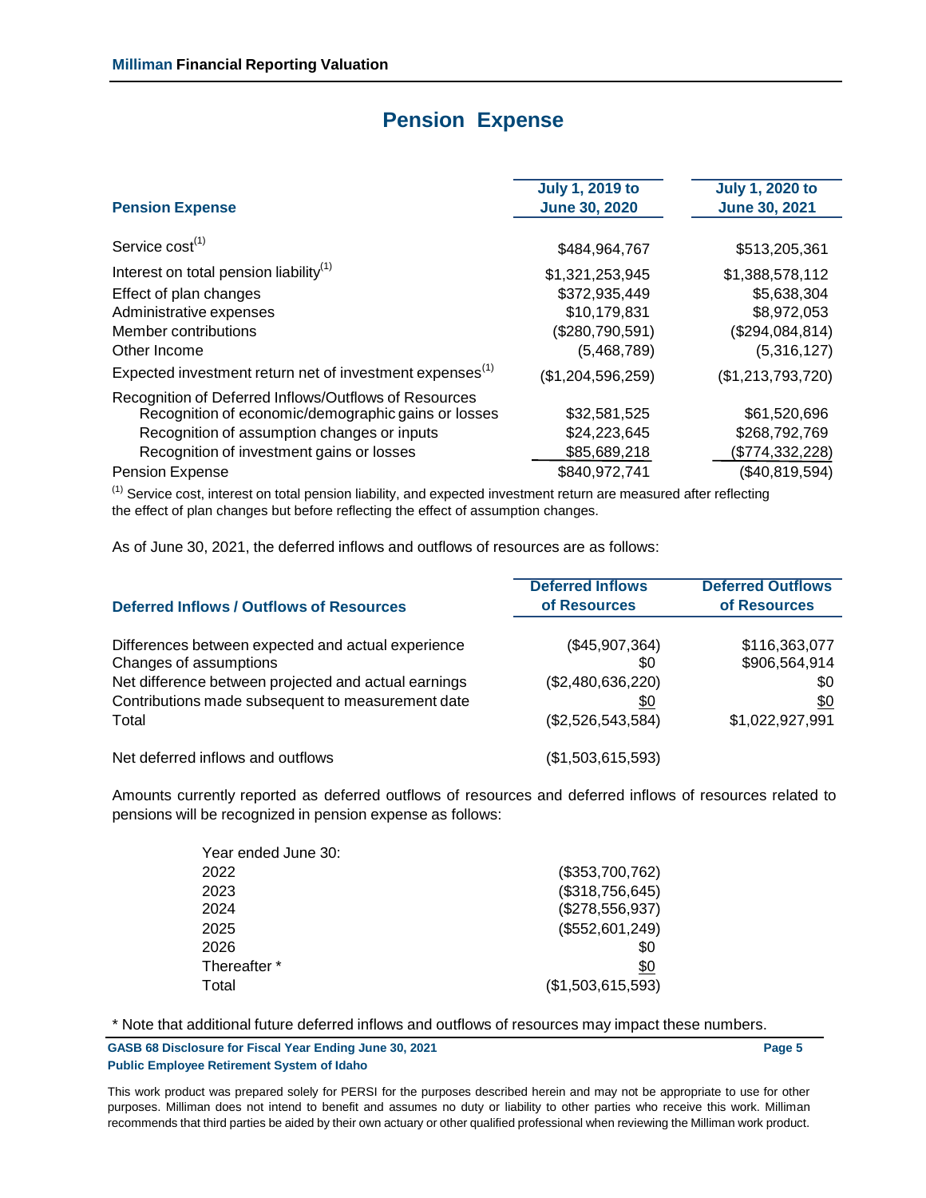# Pension Expense

| Pension Expense | July 1, 2019 to June 30, 2020 | July 1, 2020 to June 30, 2021 |
|---|---|---|
| Service cost[(1)] | $484,964,767 | $513,205,361 |
| Interest on total pension liability[(1)] | $1,321,253,945 | $1,388,578,112 |
| Effect of plan changes | $372,935,449 | $5,638,304 |
| Administrative expenses | $10,179,831 | $8,972,053 |
| Member contributions | ($280,790,591) | ($294,084,814) |
| Other Income | (5,468,789) | (5,316,127) |
| Expected investment return net of investment expenses[(1)] | ($1,204,596,259) | ($1,213,793,720) |
| Recognition of Deferred Inflows/Outflows of Resources | | |
| Recognition of economic/demographic gains or losses | $32,581,525 | $61,520,696 |
| Recognition of assumption changes or inputs | $24,223,645 | $268,792,769 |
| Recognition of investment gains or losses | $85,689,218 | ($774,332,228) |
| Pension Expense | $840,972,741 | ($40,819,594) |

[(1)] Service cost, interest on total pension liability, and expected investment return are measured after reflecting the effect of plan changes but before reflecting the effect of assumption changes.

As of June 30, 2021, the deferred inflows and outflows of resources are as follows:

| Deferred Inflows / Outflows of Resources | Deferred Inflows of Resources | Deferred Outflows of Resources |
|---|---|---|
| Differences between expected and actual experience | ($45,907,364) | $116,363,077 |
| Changes of assumptions | $0 | $906,564,914 |
| Net difference between projected and actual earnings | ($2,480,636,220) | $0 |
| Contributions made subsequent to measurement date | $0 | $0 |
| Total | ($2,526,543,584) | $1,022,927,991 |
| | | |
| Net deferred inflows and outflows | ($1,503,615,593) | |

Amounts currently reported as deferred outflows of resources and deferred inflows of resources related to pensions will be recognized in pension expense as follows:

| Year ended June 30: | |
|---|---|
| 2022 | ($353,700,762) |
| 2023 | ($318,756,645) |
| 2024 | ($278,556,937) |
| 2025 | ($552,601,249) |
| 2026 | $0 |
| Thereafter * | $0 |
| Total | ($1,503,615,593) |

* Note that additional future deferred inflows and outflows of resources may impact these numbers.

This work product was prepared solely for PERSI for the purposes described herein and may not be appropriate to use for other purposes. Milliman does not intend to benefit and assumes no duty or liability to other parties who receive this work. Milliman recommends that third parties be aided by their own actuary or other qualified professional when reviewing the Milliman work product.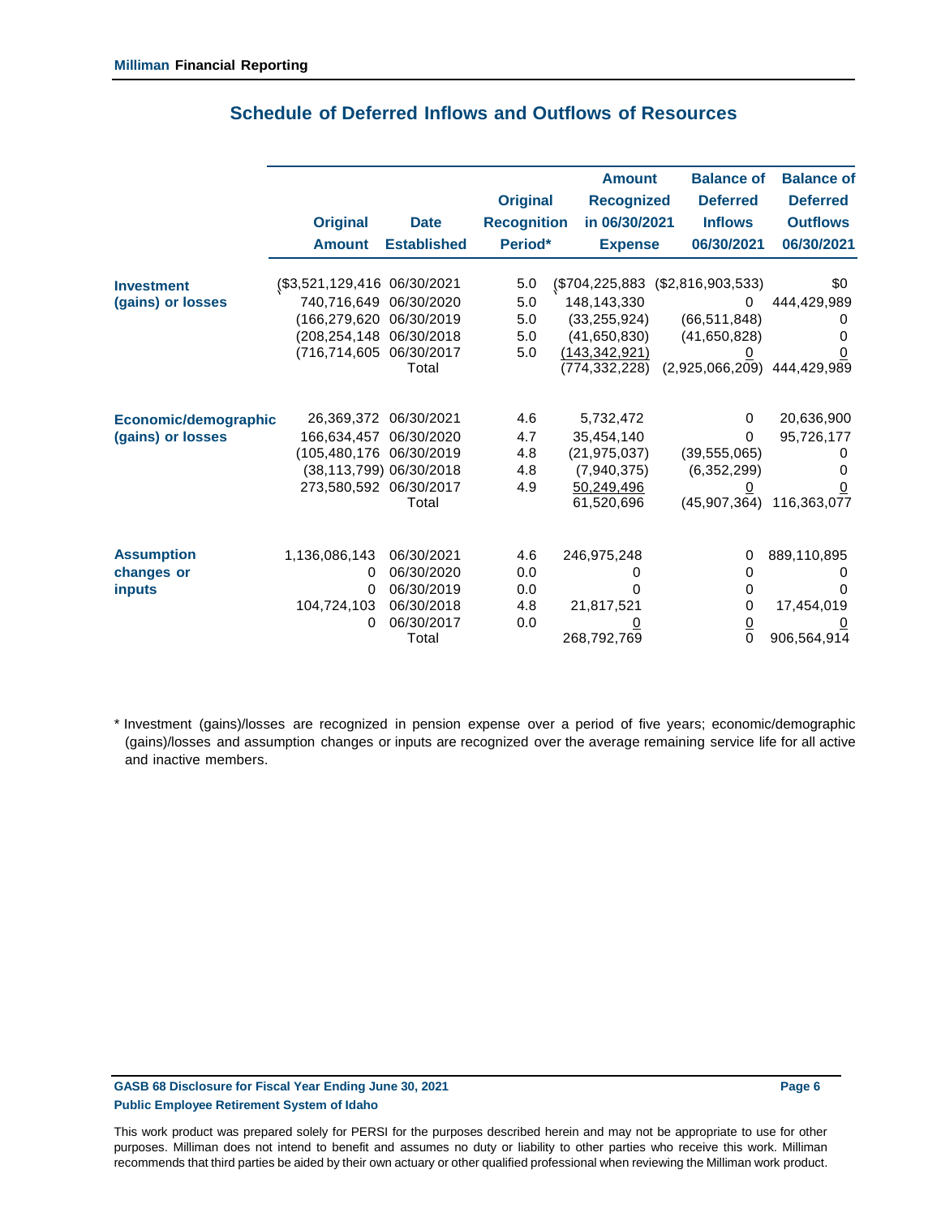## Schedule of Deferred Inflows and Outflows of Resources

| | Original Amount | Date Established | Original Recognition Period* | Amount Recognized in 06/30/2021 Expense | Balance of Deferred Inflows 06/30/2021 | Balance of Deferred Outflows 06/30/2021 |
|---|---|---|---|---|---|---|
| **Investment (gains) or losses** | ($3,521,129,416 | 06/30/2021 | 5.0 | ($704,225,883 | ($2,816,903,533) | $0 |
| | 740,716,649 | 06/30/2020 | 5.0 | 148,143,330 | 0 | 444,429,989 |
| | (166,279,620 | 06/30/2019 | 5.0 | (33,255,924) | (66,511,848) | 0 |
| | (208,254,148 | 06/30/2018 | 5.0 | (41,650,830) | (41,650,828) | 0 |
| | (716,714,605 | 06/30/2017 | 5.0 | (143,342,921) | 0 | 0 |
| | | Total | | (774,332,228) | (2,925,066,209) | 444,429,989 |
| **Economic/demographic (gains) or losses** | 26,369,372 | 06/30/2021 | 4.6 | 5,732,472 | 0 | 20,636,900 |
| | 166,634,457 | 06/30/2020 | 4.7 | 35,454,140 | 0 | 95,726,177 |
| | (105,480,176 | 06/30/2019 | 4.8 | (21,975,037) | (39,555,065) | 0 |
| | (38,113,799) | 06/30/2018 | 4.8 | (7,940,375) | (6,352,299) | 0 |
| | 273,580,592 | 06/30/2017 | 4.9 | 50,249,496 | 0 | 0 |
| | | Total | | 61,520,696 | (45,907,364) | 116,363,077 |
| **Assumption changes or inputs** | 1,136,086,143 | 06/30/2021 | 4.6 | 246,975,248 | 0 | 889,110,895 |
| | 0 | 06/30/2020 | 0.0 | 0 | 0 | 0 |
| | 0 | 06/30/2019 | 0.0 | 0 | 0 | 0 |
| | 104,724,103 | 06/30/2018 | 4.8 | 21,817,521 | 0 | 17,454,019 |
| | 0 | 06/30/2017 | 0.0 | 0 | 0 | 0 |
| | | Total | | 268,792,769 | 0 | 906,564,914 |

\* Investment (gains)/losses are recognized in pension expense over a period of five years; economic/demographic (gains)/losses and assumption changes or inputs are recognized over the average remaining service life for all active and inactive members.

**GASB 68 Disclosure for Fiscal Year Ending June 30, 2021**
**Public Employee Retirement System of Idaho**

This work product was prepared solely for PERSI for the purposes described herein and may not be appropriate to use for other purposes. Milliman does not intend to benefit and assumes no duty or liability to other parties who receive this work. Milliman recommends that third parties be aided by their own actuary or other qualified professional when reviewing the Milliman work product.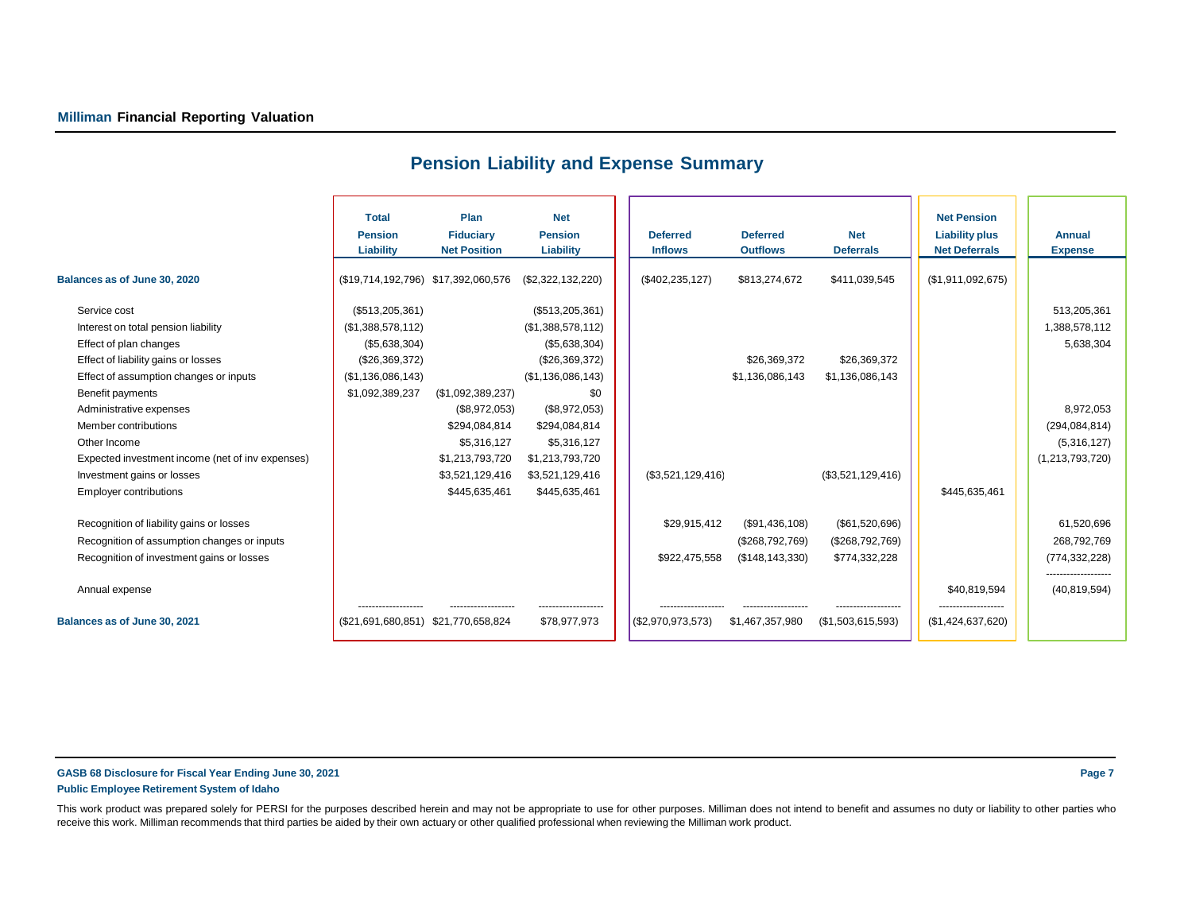## Pension Liability and Expense Summary

| | Total Pension Liability | Plan Fiduciary Net Position | Net Pension Liability | Deferred Inflows | Deferred Outflows | Net Deferrals | Net Pension Liability plus Net Deferrals | Annual Expense |
|---|---|---|---|---|---|---|---|---|
| **Balances as of June 30, 2020** | ($19,714,192,796) | $17,392,060,576 | ($2,322,132,220) | ($402,235,127) | $813,274,672 | $411,039,545 | ($1,911,092,675) | |
| Service cost | ($513,205,361) | | ($513,205,361) | | | | | 513,205,361 |
| Interest on total pension liability | ($1,388,578,112) | | ($1,388,578,112) | | | | | 1,388,578,112 |
| Effect of plan changes | ($5,638,304) | | ($5,638,304) | | | | | 5,638,304 |
| Effect of liability gains or losses | ($26,369,372) | | ($26,369,372) | | $26,369,372 | $26,369,372 | | |
| Effect of assumption changes or inputs | ($1,136,086,143) | | ($1,136,086,143) | | $1,136,086,143 | $1,136,086,143 | | |
| Benefit payments | $1,092,389,237 | ($1,092,389,237) | $0 | | | | | |
| Administrative expenses | | ($8,972,053) | ($8,972,053) | | | | | 8,972,053 |
| Member contributions | | $294,084,814 | $294,084,814 | | | | | (294,084,814) |
| Other Income | | $5,316,127 | $5,316,127 | | | | | (5,316,127) |
| Expected investment income (net of inv expenses) | | $1,213,793,720 | $1,213,793,720 | | | | | (1,213,793,720) |
| Investment gains or losses | | $3,521,129,416 | $3,521,129,416 | ($3,521,129,416) | | ($3,521,129,416) | | |
| Employer contributions | | $445,635,461 | $445,635,461 | | | | $445,635,461 | |
| Recognition of liability gains or losses | | | | $29,915,412 | ($91,436,108) | ($61,520,696) | | 61,520,696 |
| Recognition of assumption changes or inputs | | | | | ($268,792,769) | ($268,792,769) | | 268,792,769 |
| Recognition of investment gains or losses | | | | $922,475,558 | ($148,143,330) | $774,332,228 | | (774,332,228) |
| Annual expense | | | | | | | $40,819,594 | (40,819,594) |
| **Balances as of June 30, 2021** | ($21,691,680,851) | $21,770,658,824 | $78,977,973 | ($2,970,973,573) | $1,467,357,980 | ($1,503,615,593) | ($1,424,637,620) | |

This work product was prepared solely for PERSI for the purposes described herein and may not be appropriate to use for other purposes. Milliman does not intend to benefit and assumes no duty or liability to other parties who receive this work. Milliman recommends that third parties be aided by their own actuary or other qualified professional when reviewing the Milliman work product.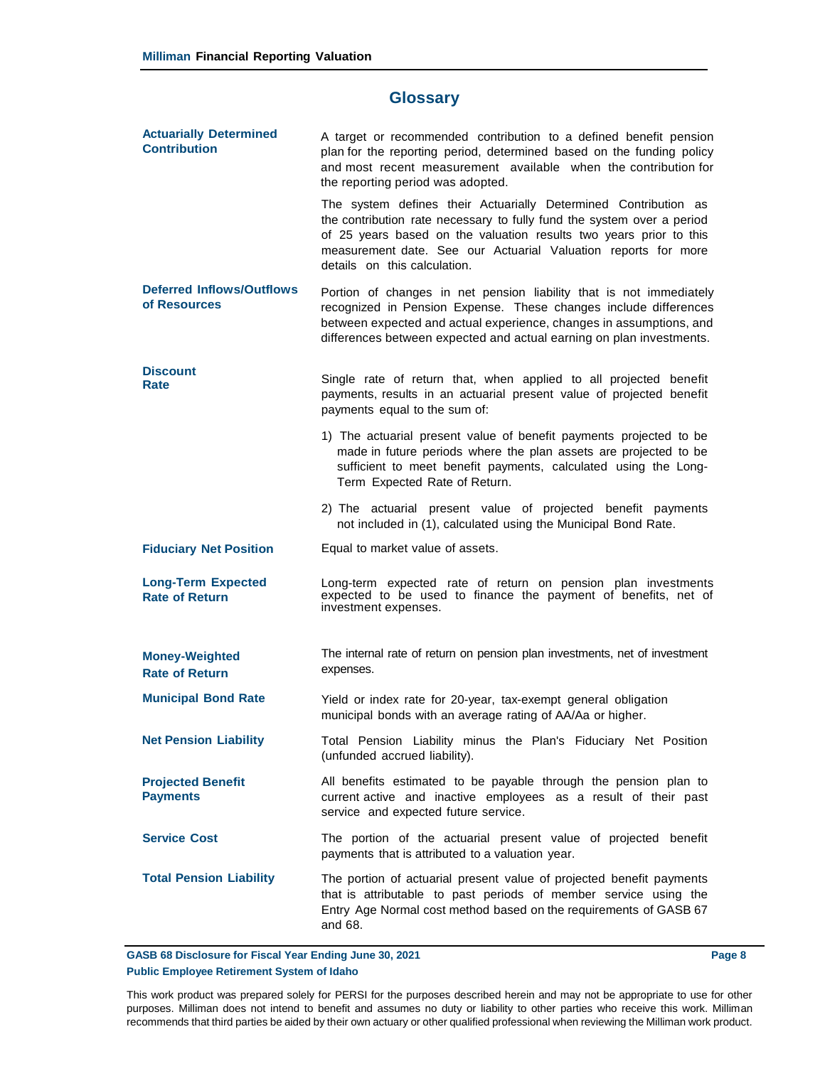# Glossary

| | |
|---|---|
| **Actuarially Determined Contribution** | A target or recommended contribution to a defined benefit pension plan for the reporting period, determined based on the funding policy and most recent measurement available when the contribution for the reporting period was adopted.<br><br>The system defines their Actuarially Determined Contribution as the contribution rate necessary to fully fund the system over a period of 25 years based on the valuation results two years prior to this measurement date. See our Actuarial Valuation reports for more details on this calculation. |
| **Deferred Inflows/Outflows of Resources** | Portion of changes in net pension liability that is not immediately recognized in Pension Expense. These changes include differences between expected and actual experience, changes in assumptions, and differences between expected and actual earning on plan investments. |
| **Discount Rate** | Single rate of return that, when applied to all projected benefit payments, results in an actuarial present value of projected benefit payments equal to the sum of:<br><br>1) The actuarial present value of benefit payments projected to be made in future periods where the plan assets are projected to be sufficient to meet benefit payments, calculated using the Long-Term Expected Rate of Return.<br><br>2) The actuarial present value of projected benefit payments not included in (1), calculated using the Municipal Bond Rate. |
| **Fiduciary Net Position** | Equal to market value of assets. |
| **Long-Term Expected Rate of Return** | Long-term expected rate of return on pension plan investments expected to be used to finance the payment of benefits, net of investment expenses. |
| **Money-Weighted Rate of Return** | The internal rate of return on pension plan investments, net of investment expenses. |
| **Municipal Bond Rate** | Yield or index rate for 20-year, tax-exempt general obligation municipal bonds with an average rating of AA/Aa or higher. |
| **Net Pension Liability** | Total Pension Liability minus the Plan's Fiduciary Net Position (unfunded accrued liability). |
| **Projected Benefit Payments** | All benefits estimated to be payable through the pension plan to current active and inactive employees as a result of their past service and expected future service. |
| **Service Cost** | The portion of the actuarial present value of projected benefit payments that is attributed to a valuation year. |
| **Total Pension Liability** | The portion of actuarial present value of projected benefit payments that is attributable to past periods of member service using the Entry Age Normal cost method based on the requirements of GASB 67 and 68. |

This work product was prepared solely for PERSI for the purposes described herein and may not be appropriate to use for other purposes. Milliman does not intend to benefit and assumes no duty or liability to other parties who receive this work. Milliman recommends that third parties be aided by their own actuary or other qualified professional when reviewing the Milliman work product.